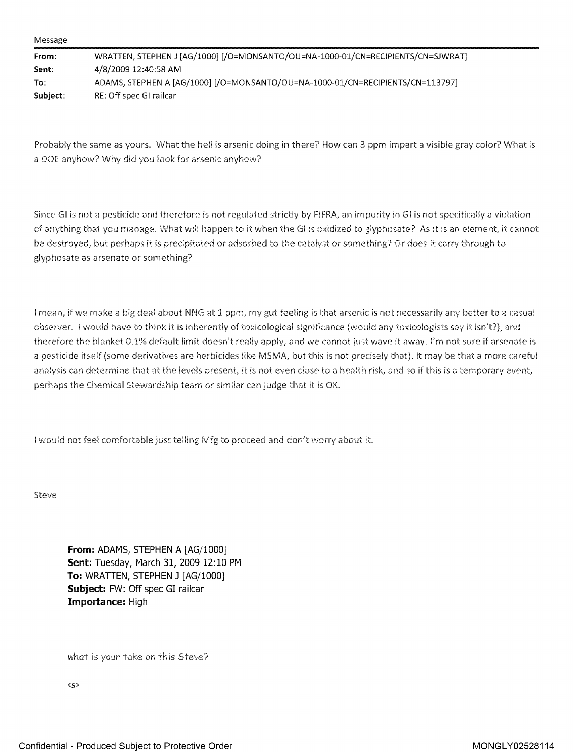Message

| | |
|---|---|
| **From**: | WRATTEN, STEPHEN J [AG/1000] [/O=MONSANTO/OU=NA-1000-01/CN=RECIPIENTS/CN=SJWRAT] |
| **Sent**: | 4/8/2009 12:40:58 AM |
| **To**: | ADAMS, STEPHEN A [AG/1000] [/O=MONSANTO/OU=NA-1000-01/CN=RECIPIENTS/CN=113797] |
| **Subject**: | RE: Off spec GI railcar |

Probably the same as yours. What the hell is arsenic doing in there? How can 3 ppm impart a visible gray color? What is a DOE anyhow? Why did you look for arsenic anyhow?

Since GI is not a pesticide and therefore is not regulated strictly by FIFRA, an impurity in GI is not specifically a violation of anything that you manage. What will happen to it when the GI is oxidized to glyphosate? As it is an element, it cannot be destroyed, but perhaps it is precipitated or adsorbed to the catalyst or something? Or does it carry through to glyphosate as arsenate or something?

I mean, if we make a big deal about NNG at 1 ppm, my gut feeling is that arsenic is not necessarily any better to a casual observer. I would have to think it is inherently of toxicological significance (would any toxicologists say it isn't?), and therefore the blanket 0.1% default limit doesn't really apply, and we cannot just wave it away. I'm not sure if arsenate is a pesticide itself (some derivatives are herbicides like MSMA, but this is not precisely that). It may be that a more careful analysis can determine that at the levels present, it is not even close to a health risk, and so if this is a temporary event, perhaps the Chemical Stewardship team or similar can judge that it is OK.

I would not feel comfortable just telling Mfg to proceed and don't worry about it.

Steve

> **From:** ADAMS, STEPHEN A [AG/1000]
> **Sent:** Tuesday, March 31, 2009 12:10 PM
> **To:** WRATTEN, STEPHEN J [AG/1000]
> **Subject:** FW: Off spec GI railcar
> **Importance:** High
>
> what is your take on this Steve?
>
> <s>

Confidential - Produced Subject to Protective Order

MONGLY02528114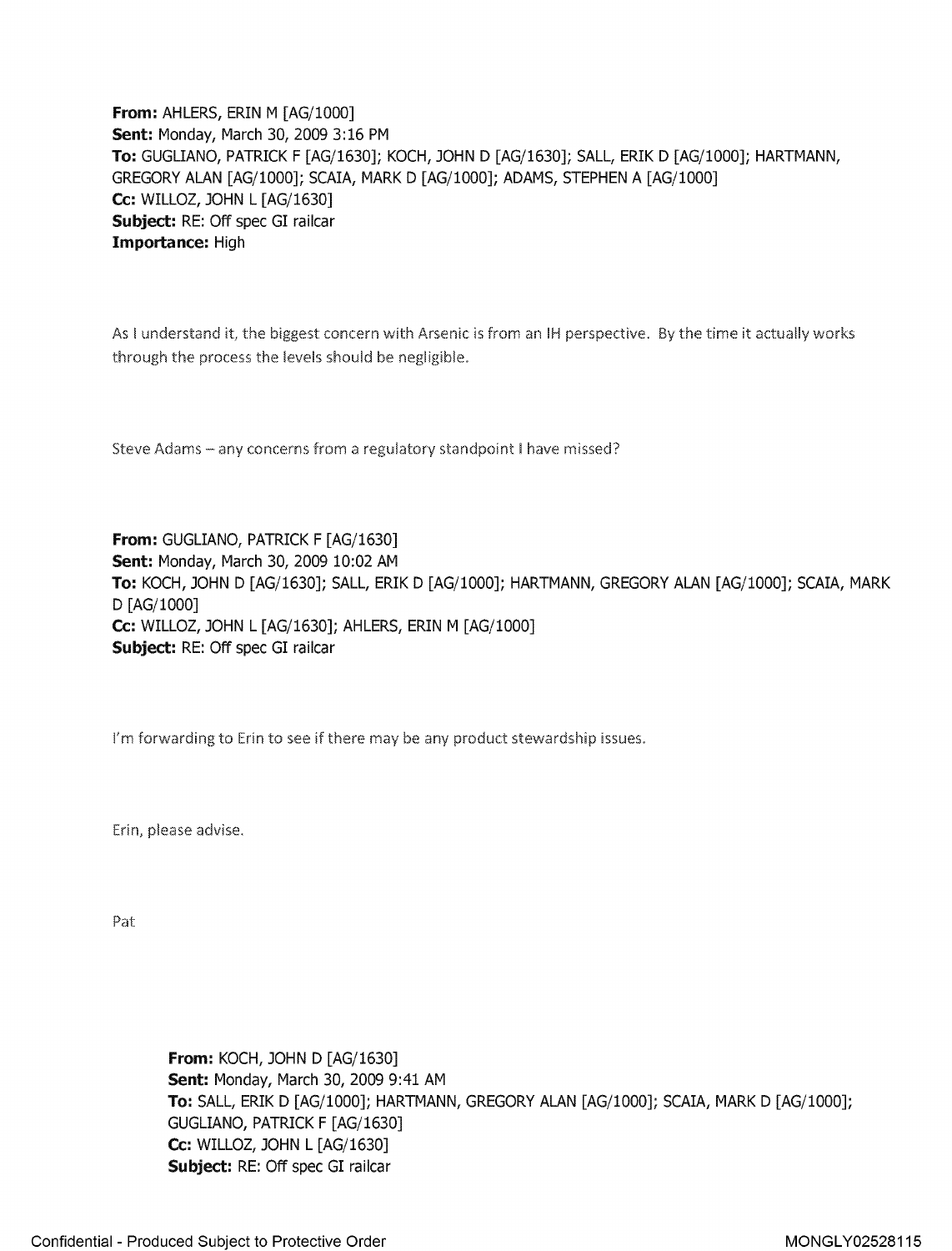**From:** AHLERS, ERIN M [AG/1000]
**Sent:** Monday, March 30, 2009 3:16 PM
**To:** GUGLIANO, PATRICK F [AG/1630]; KOCH, JOHN D [AG/1630]; SALL, ERIK D [AG/1000]; HARTMANN, GREGORY ALAN [AG/1000]; SCAIA, MARK D [AG/1000]; ADAMS, STEPHEN A [AG/1000]
**Cc:** WILLOZ, JOHN L [AG/1630]
**Subject:** RE: Off spec GI railcar
**Importance:** High

As I understand it, the biggest concern with Arsenic is from an IH perspective. By the time it actually works through the process the levels should be negligible.

Steve Adams – any concerns from a regulatory standpoint I have missed?

**From:** GUGLIANO, PATRICK F [AG/1630]
**Sent:** Monday, March 30, 2009 10:02 AM
**To:** KOCH, JOHN D [AG/1630]; SALL, ERIK D [AG/1000]; HARTMANN, GREGORY ALAN [AG/1000]; SCAIA, MARK D [AG/1000]
**Cc:** WILLOZ, JOHN L [AG/1630]; AHLERS, ERIN M [AG/1000]
**Subject:** RE: Off spec GI railcar

I'm forwarding to Erin to see if there may be any product stewardship issues.

Erin, please advise.

Pat

**From:** KOCH, JOHN D [AG/1630]
**Sent:** Monday, March 30, 2009 9:41 AM
**To:** SALL, ERIK D [AG/1000]; HARTMANN, GREGORY ALAN [AG/1000]; SCAIA, MARK D [AG/1000]; GUGLIANO, PATRICK F [AG/1630]
**Cc:** WILLOZ, JOHN L [AG/1630]
**Subject:** RE: Off spec GI railcar

Confidential - Produced Subject to Protective Order MONGLY02528115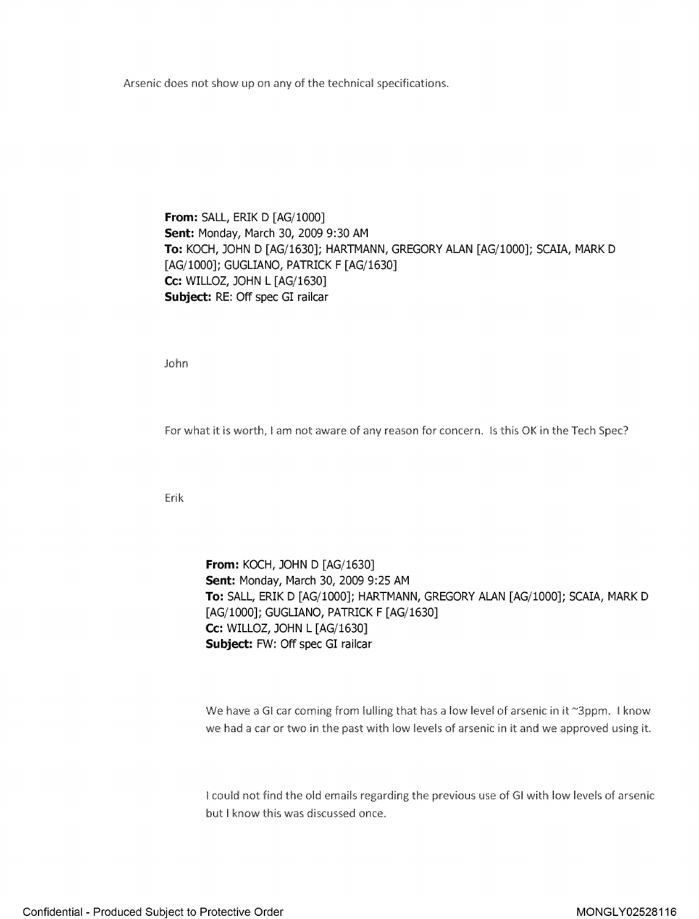Arsenic does not show up on any of the technical specifications.

**From:** SALL, ERIK D [AG/1000]
**Sent:** Monday, March 30, 2009 9:30 AM
**To:** KOCH, JOHN D [AG/1630]; HARTMANN, GREGORY ALAN [AG/1000]; SCAIA, MARK D [AG/1000]; GUGLIANO, PATRICK F [AG/1630]
**Cc:** WILLOZ, JOHN L [AG/1630]
**Subject:** RE: Off spec GI railcar

John

For what it is worth, I am not aware of any reason for concern. Is this OK in the Tech Spec?

Erik

**From:** KOCH, JOHN D [AG/1630]
**Sent:** Monday, March 30, 2009 9:25 AM
**To:** SALL, ERIK D [AG/1000]; HARTMANN, GREGORY ALAN [AG/1000]; SCAIA, MARK D [AG/1000]; GUGLIANO, PATRICK F [AG/1630]
**Cc:** WILLOZ, JOHN L [AG/1630]
**Subject:** FW: Off spec GI railcar

We have a GI car coming from lulling that has a low level of arsenic in it ~3ppm. I know we had a car or two in the past with low levels of arsenic in it and we approved using it.

I could not find the old emails regarding the previous use of GI with low levels of arsenic but I know this was discussed once.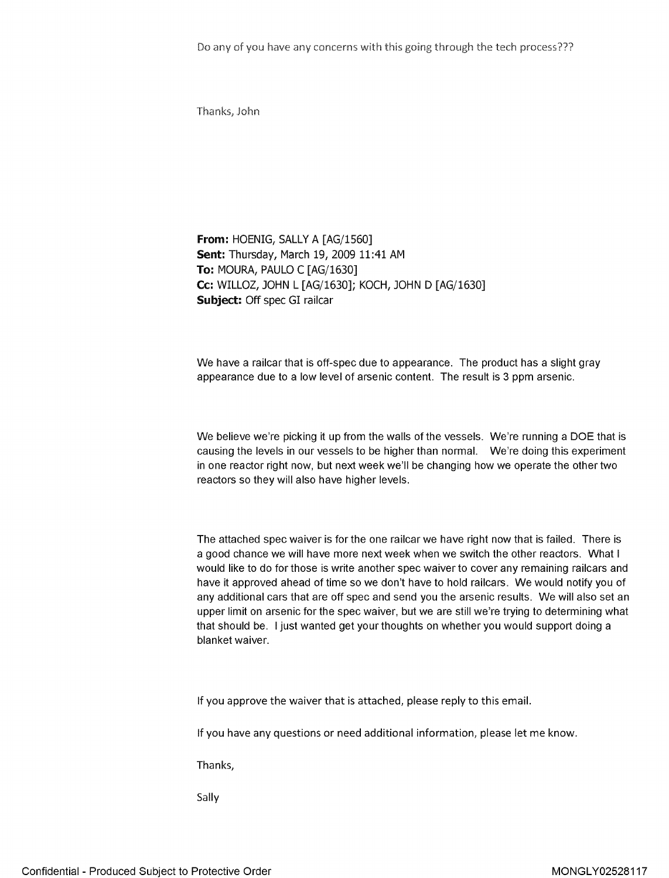Do any of you have any concerns with this going through the tech process???

Thanks, John

**From:** HOENIG, SALLY A [AG/1560]
**Sent:** Thursday, March 19, 2009 11:41 AM
**To:** MOURA, PAULO C [AG/1630]
**Cc:** WILLOZ, JOHN L [AG/1630]; KOCH, JOHN D [AG/1630]
**Subject:** Off spec GI railcar

We have a railcar that is off-spec due to appearance. The product has a slight gray appearance due to a low level of arsenic content. The result is 3 ppm arsenic.

We believe we're picking it up from the walls of the vessels. We're running a DOE that is causing the levels in our vessels to be higher than normal. We're doing this experiment in one reactor right now, but next week we'll be changing how we operate the other two reactors so they will also have higher levels.

The attached spec waiver is for the one railcar we have right now that is failed. There is a good chance we will have more next week when we switch the other reactors. What I would like to do for those is write another spec waiver to cover any remaining railcars and have it approved ahead of time so we don't have to hold railcars. We would notify you of any additional cars that are off spec and send you the arsenic results. We will also set an upper limit on arsenic for the spec waiver, but we are still we're trying to determining what that should be. I just wanted get your thoughts on whether you would support doing a blanket waiver.

If you approve the waiver that is attached, please reply to this email.

If you have any questions or need additional information, please let me know.

Thanks,

Sally

Confidential - Produced Subject to Protective Order MONGLY02528117